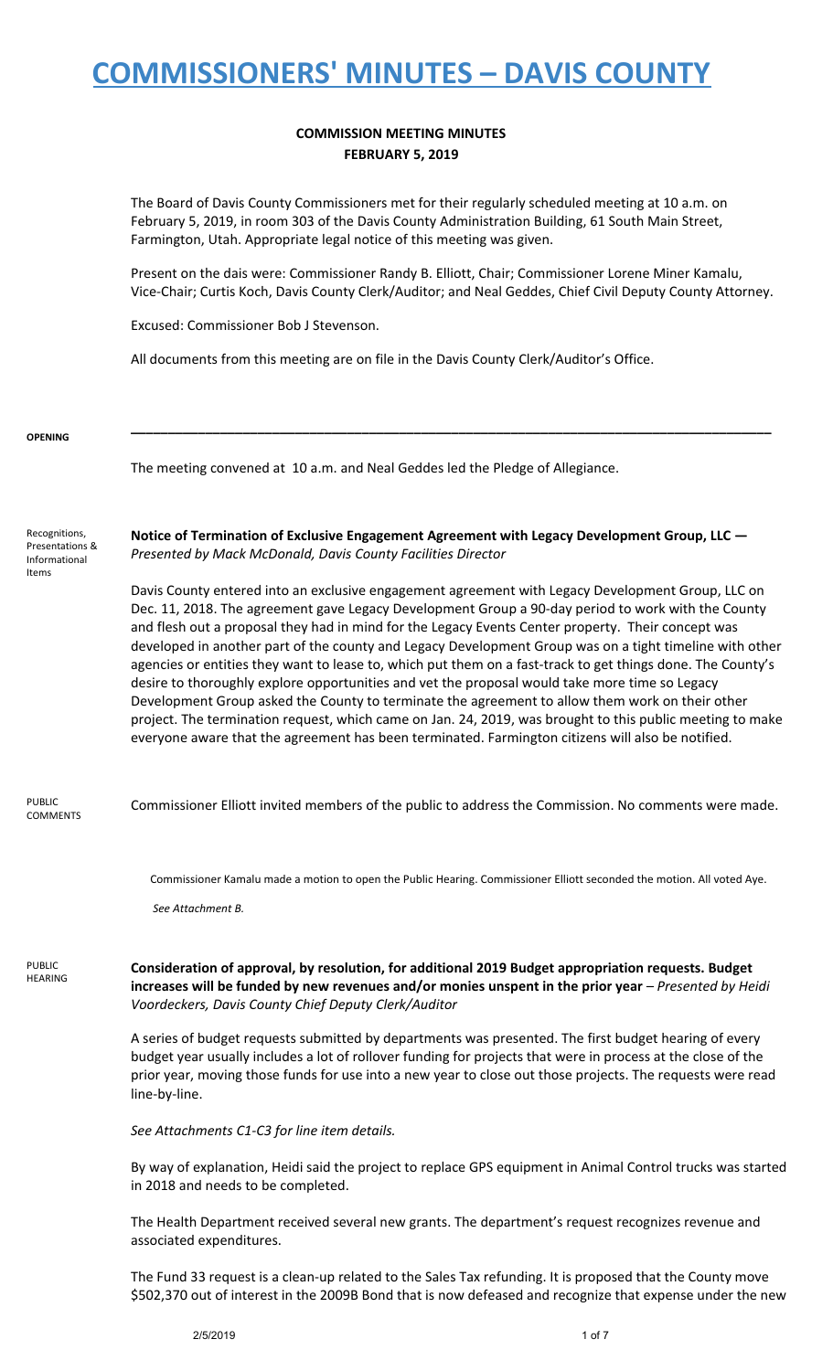# COMMISSIONERS' MINUTES – DAVIS COUNTY

**COMMISSION MEETING MINUTES**
**FEBRUARY 5, 2019**

The Board of Davis County Commissioners met for their regularly scheduled meeting at 10 a.m. on February 5, 2019, in room 303 of the Davis County Administration Building, 61 South Main Street, Farmington, Utah. Appropriate legal notice of this meeting was given.

Present on the dais were: Commissioner Randy B. Elliott, Chair; Commissioner Lorene Miner Kamalu, Vice-Chair; Curtis Koch, Davis County Clerk/Auditor; and Neal Geddes, Chief Civil Deputy County Attorney.

Excused: Commissioner Bob J Stevenson.

All documents from this meeting are on file in the Davis County Clerk/Auditor's Office.

---

**OPENING**

The meeting convened at 10 a.m. and Neal Geddes led the Pledge of Allegiance.

**Recognitions, Presentations & Informational Items**

**Notice of Termination of Exclusive Engagement Agreement with Legacy Development Group, LLC —** *Presented by Mack McDonald, Davis County Facilities Director*

Davis County entered into an exclusive engagement agreement with Legacy Development Group, LLC on Dec. 11, 2018. The agreement gave Legacy Development Group a 90-day period to work with the County and flesh out a proposal they had in mind for the Legacy Events Center property. Their concept was developed in another part of the county and Legacy Development Group was on a tight timeline with other agencies or entities they want to lease to, which put them on a fast-track to get things done. The County's desire to thoroughly explore opportunities and vet the proposal would take more time so Legacy Development Group asked the County to terminate the agreement to allow them work on their other project. The termination request, which came on Jan. 24, 2019, was brought to this public meeting to make everyone aware that the agreement has been terminated. Farmington citizens will also be notified.

**PUBLIC COMMENTS**

Commissioner Elliott invited members of the public to address the Commission. No comments were made.

Commissioner Kamalu made a motion to open the Public Hearing. Commissioner Elliott seconded the motion. All voted Aye.

*See Attachment B.*

**PUBLIC HEARING**

**Consideration of approval, by resolution, for additional 2019 Budget appropriation requests. Budget increases will be funded by new revenues and/or monies unspent in the prior year** – *Presented by Heidi Voordeckers, Davis County Chief Deputy Clerk/Auditor*

A series of budget requests submitted by departments was presented. The first budget hearing of every budget year usually includes a lot of rollover funding for projects that were in process at the close of the prior year, moving those funds for use into a new year to close out those projects. The requests were read line-by-line.

*See Attachments C1-C3 for line item details.*

By way of explanation, Heidi said the project to replace GPS equipment in Animal Control trucks was started in 2018 and needs to be completed.

The Health Department received several new grants. The department's request recognizes revenue and associated expenditures.

The Fund 33 request is a clean-up related to the Sales Tax refunding. It is proposed that the County move $502,370 out of interest in the 2009B Bond that is now defeased and recognize that expense under the new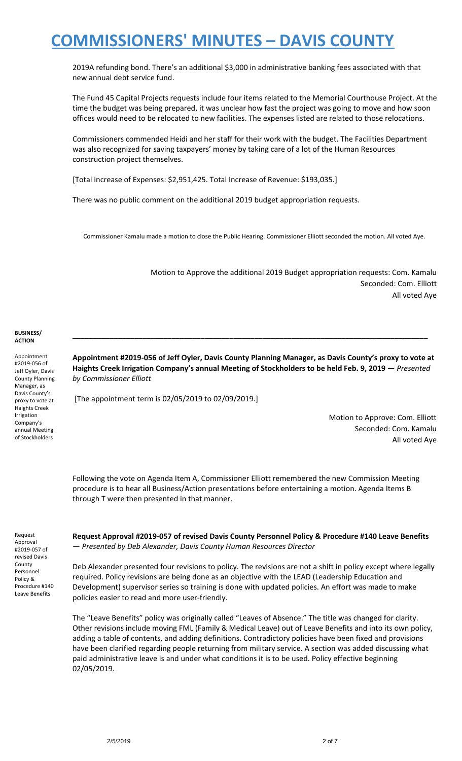2019A refunding bond. There's an additional $3,000 in administrative banking fees associated with that new annual debt service fund.

The Fund 45 Capital Projects requests include four items related to the Memorial Courthouse Project. At the time the budget was being prepared, it was unclear how fast the project was going to move and how soon offices would need to be relocated to new facilities. The expenses listed are related to those relocations.

Commissioners commended Heidi and her staff for their work with the budget. The Facilities Department was also recognized for saving taxpayers' money by taking care of a lot of the Human Resources construction project themselves.

[Total increase of Expenses: $2,951,425. Total Increase of Revenue: $193,035.]

There was no public comment on the additional 2019 budget appropriation requests.

Commissioner Kamalu made a motion to close the Public Hearing. Commissioner Elliott seconded the motion. All voted Aye.

Motion to Approve the additional 2019 Budget appropriation requests: Com. Kamalu
Seconded: Com. Elliott
All voted Aye

---

**BUSINESS/ ACTION**

*Appointment #2019-056 of Jeff Oyler, Davis County Planning Manager, as Davis County's proxy to vote at Haights Creek Irrigation Company's annual Meeting of Stockholders*

**Appointment #2019-056 of Jeff Oyler, Davis County Planning Manager, as Davis County's proxy to vote at Haights Creek Irrigation Company's annual Meeting of Stockholders to be held Feb. 9, 2019** — *Presented by Commissioner Elliott*

[The appointment term is 02/05/2019 to 02/09/2019.]

Motion to Approve: Com. Elliott
Seconded: Com. Kamalu
All voted Aye

Following the vote on Agenda Item A, Commissioner Elliott remembered the new Commission Meeting procedure is to hear all Business/Action presentations before entertaining a motion. Agenda Items B through T were then presented in that manner.

*Request Approval #2019-057 of revised Davis County Personnel Policy & Procedure #140 Leave Benefits*

**Request Approval #2019-057 of revised Davis County Personnel Policy & Procedure #140 Leave Benefits** — *Presented by Deb Alexander, Davis County Human Resources Director*

Deb Alexander presented four revisions to policy. The revisions are not a shift in policy except where legally required. Policy revisions are being done as an objective with the LEAD (Leadership Education and Development) supervisor series so training is done with updated policies. An effort was made to make policies easier to read and more user-friendly.

The "Leave Benefits" policy was originally called "Leaves of Absence." The title was changed for clarity. Other revisions include moving FML (Family & Medical Leave) out of Leave Benefits and into its own policy, adding a table of contents, and adding definitions. Contradictory policies have been fixed and provisions have been clarified regarding people returning from military service. A section was added discussing what paid administrative leave is and under what conditions it is to be used. Policy effective beginning 02/05/2019.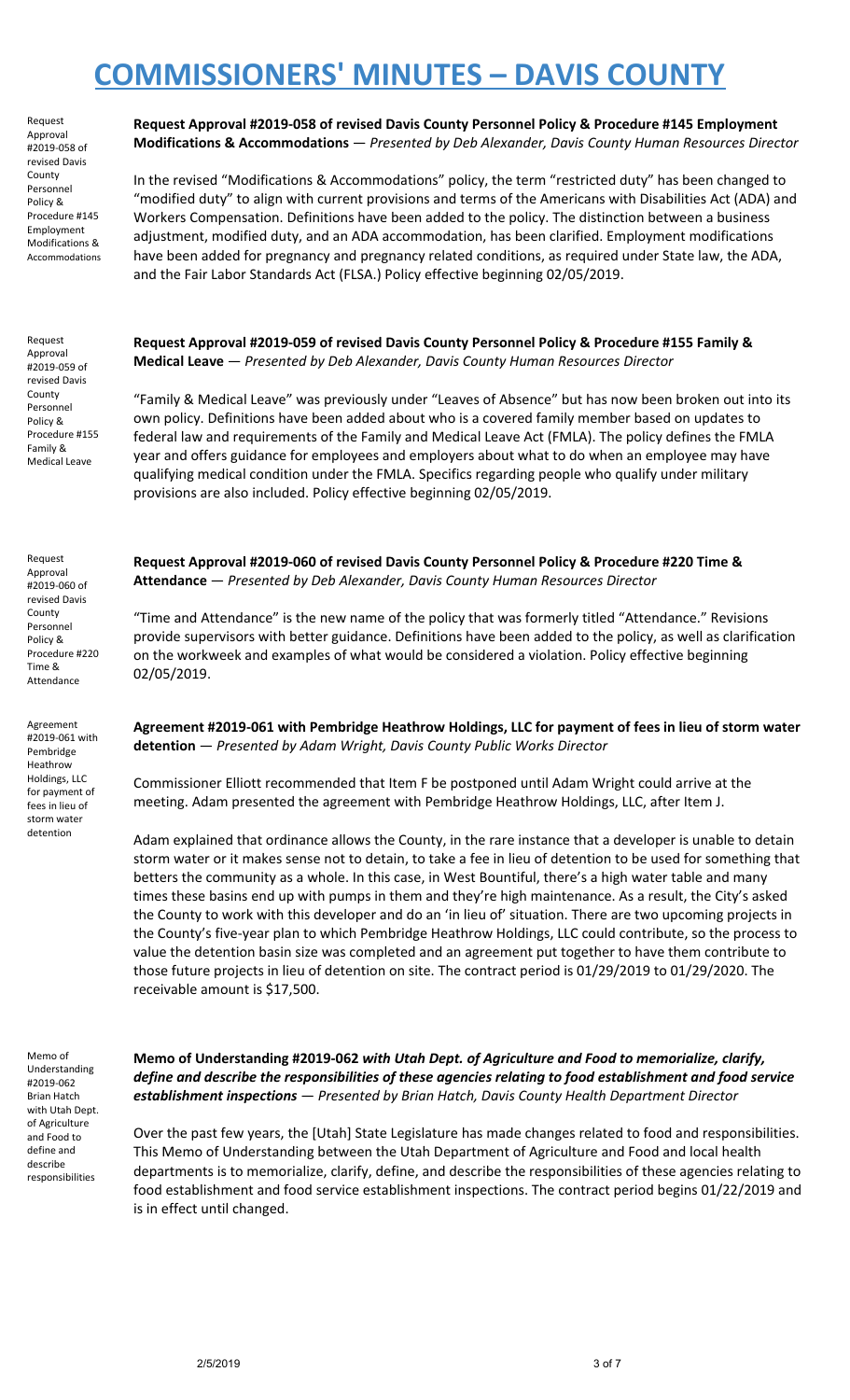# COMMISSIONERS' MINUTES – DAVIS COUNTY

Request Approval #2019-058 of revised Davis County Personnel Policy & Procedure #145 Employment Modifications & Accommodations

**Request Approval #2019-058 of revised Davis County Personnel Policy & Procedure #145 Employment Modifications & Accommodations** — *Presented by Deb Alexander, Davis County Human Resources Director*

In the revised "Modifications & Accommodations" policy, the term "restricted duty" has been changed to "modified duty" to align with current provisions and terms of the Americans with Disabilities Act (ADA) and Workers Compensation. Definitions have been added to the policy. The distinction between a business adjustment, modified duty, and an ADA accommodation, has been clarified. Employment modifications have been added for pregnancy and pregnancy related conditions, as required under State law, the ADA, and the Fair Labor Standards Act (FLSA.) Policy effective beginning 02/05/2019.

Request Approval #2019-059 of revised Davis County Personnel Policy & Procedure #155 Family & Medical Leave

**Request Approval #2019-059 of revised Davis County Personnel Policy & Procedure #155 Family & Medical Leave** — *Presented by Deb Alexander, Davis County Human Resources Director*

"Family & Medical Leave" was previously under "Leaves of Absence" but has now been broken out into its own policy. Definitions have been added about who is a covered family member based on updates to federal law and requirements of the Family and Medical Leave Act (FMLA). The policy defines the FMLA year and offers guidance for employees and employers about what to do when an employee may have qualifying medical condition under the FMLA. Specifics regarding people who qualify under military provisions are also included. Policy effective beginning 02/05/2019.

Request Approval #2019-060 of revised Davis County Personnel Policy & Procedure #220 Time & Attendance

**Request Approval #2019-060 of revised Davis County Personnel Policy & Procedure #220 Time & Attendance** — *Presented by Deb Alexander, Davis County Human Resources Director*

"Time and Attendance" is the new name of the policy that was formerly titled "Attendance." Revisions provide supervisors with better guidance. Definitions have been added to the policy, as well as clarification on the workweek and examples of what would be considered a violation. Policy effective beginning 02/05/2019.

Agreement #2019-061 with Pembridge Heathrow Holdings, LLC for payment of fees in lieu of storm water detention

**Agreement #2019-061 with Pembridge Heathrow Holdings, LLC for payment of fees in lieu of storm water detention** — *Presented by Adam Wright, Davis County Public Works Director*

Commissioner Elliott recommended that Item F be postponed until Adam Wright could arrive at the meeting. Adam presented the agreement with Pembridge Heathrow Holdings, LLC, after Item J.

Adam explained that ordinance allows the County, in the rare instance that a developer is unable to detain storm water or it makes sense not to detain, to take a fee in lieu of detention to be used for something that betters the community as a whole. In this case, in West Bountiful, there's a high water table and many times these basins end up with pumps in them and they're high maintenance. As a result, the City's asked the County to work with this developer and do an 'in lieu of' situation. There are two upcoming projects in the County's five-year plan to which Pembridge Heathrow Holdings, LLC could contribute, so the process to value the detention basin size was completed and an agreement put together to have them contribute to those future projects in lieu of detention on site. The contract period is 01/29/2019 to 01/29/2020. The receivable amount is $17,500.

Memo of Understanding #2019-062 Brian Hatch with Utah Dept. of Agriculture and Food to define and describe responsibilities

***Memo of Understanding #2019-062 with Utah Dept. of Agriculture and Food to memorialize, clarify, define and describe the responsibilities of these agencies relating to food establishment and food service establishment inspections*** — *Presented by Brian Hatch, Davis County Health Department Director*

Over the past few years, the [Utah] State Legislature has made changes related to food and responsibilities. This Memo of Understanding between the Utah Department of Agriculture and Food and local health departments is to memorialize, clarify, define, and describe the responsibilities of these agencies relating to food establishment and food service establishment inspections. The contract period begins 01/22/2019 and is in effect until changed.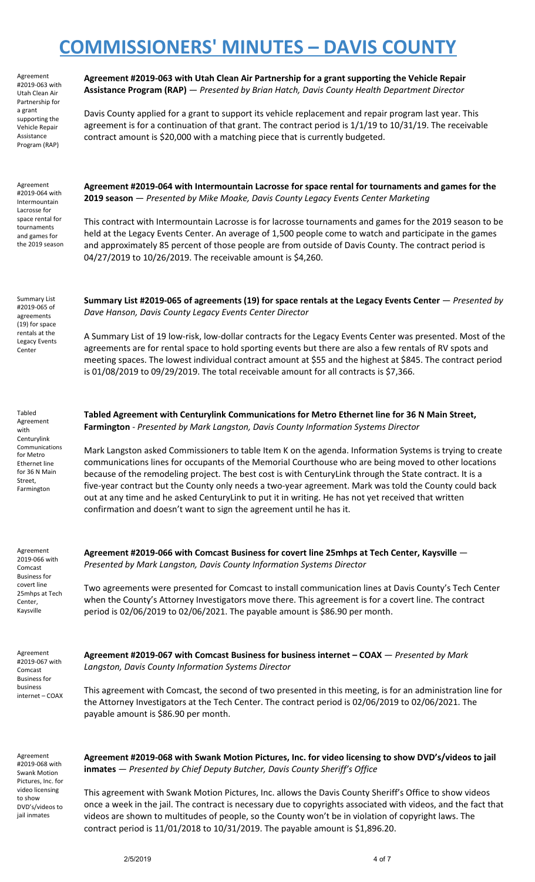# COMMISSIONERS' MINUTES – DAVIS COUNTY

Agreement #2019-063 with Utah Clean Air Partnership for a grant supporting the Vehicle Repair Assistance Program (RAP)

**Agreement #2019-063 with Utah Clean Air Partnership for a grant supporting the Vehicle Repair Assistance Program (RAP)** — *Presented by Brian Hatch, Davis County Health Department Director*

Davis County applied for a grant to support its vehicle replacement and repair program last year. This agreement is for a continuation of that grant. The contract period is 1/1/19 to 10/31/19. The receivable contract amount is $20,000 with a matching piece that is currently budgeted.

Agreement #2019-064 with Intermountain Lacrosse for space rental for tournaments and games for the 2019 season

**Agreement #2019-064 with Intermountain Lacrosse for space rental for tournaments and games for the 2019 season** — *Presented by Mike Moake, Davis County Legacy Events Center Marketing*

This contract with Intermountain Lacrosse is for lacrosse tournaments and games for the 2019 season to be held at the Legacy Events Center. An average of 1,500 people come to watch and participate in the games and approximately 85 percent of those people are from outside of Davis County. The contract period is 04/27/2019 to 10/26/2019. The receivable amount is $4,260.

Summary List #2019-065 of agreements (19) for space rentals at the Legacy Events Center

**Summary List #2019-065 of agreements (19) for space rentals at the Legacy Events Center** — *Presented by Dave Hanson, Davis County Legacy Events Center Director*

A Summary List of 19 low-risk, low-dollar contracts for the Legacy Events Center was presented. Most of the agreements are for rental space to hold sporting events but there are also a few rentals of RV spots and meeting spaces. The lowest individual contract amount at $55 and the highest at $845. The contract period is 01/08/2019 to 09/29/2019. The total receivable amount for all contracts is $7,366.

Tabled Agreement with Centurylink Communications for Metro Ethernet line for 36 N Main Street, Farmington

**Tabled Agreement with Centurylink Communications for Metro Ethernet line for 36 N Main Street, Farmington** - *Presented by Mark Langston, Davis County Information Systems Director*

Mark Langston asked Commissioners to table Item K on the agenda. Information Systems is trying to create communications lines for occupants of the Memorial Courthouse who are being moved to other locations because of the remodeling project. The best cost is with CenturyLink through the State contract. It is a five-year contract but the County only needs a two-year agreement. Mark was told the County could back out at any time and he asked CenturyLink to put it in writing. He has not yet received that written confirmation and doesn't want to sign the agreement until he has it.

Agreement 2019-066 with Comcast Business for covert line 25mhps at Tech Center, Kaysville

**Agreement #2019-066 with Comcast Business for covert line 25mhps at Tech Center, Kaysville** — *Presented by Mark Langston, Davis County Information Systems Director*

Two agreements were presented for Comcast to install communication lines at Davis County's Tech Center when the County's Attorney Investigators move there. This agreement is for a covert line. The contract period is 02/06/2019 to 02/06/2021. The payable amount is $86.90 per month.

Agreement #2019-067 with Comcast Business for business internet – COAX

**Agreement #2019-067 with Comcast Business for business internet – COAX** — *Presented by Mark Langston, Davis County Information Systems Director*

This agreement with Comcast, the second of two presented in this meeting, is for an administration line for the Attorney Investigators at the Tech Center. The contract period is 02/06/2019 to 02/06/2021. The payable amount is $86.90 per month.

Agreement #2019-068 with Swank Motion Pictures, Inc. for video licensing to show DVD's/videos to jail inmates

**Agreement #2019-068 with Swank Motion Pictures, Inc. for video licensing to show DVD's/videos to jail inmates** — *Presented by Chief Deputy Butcher, Davis County Sheriff's Office*

This agreement with Swank Motion Pictures, Inc. allows the Davis County Sheriff's Office to show videos once a week in the jail. The contract is necessary due to copyrights associated with videos, and the fact that videos are shown to multitudes of people, so the County won't be in violation of copyright laws. The contract period is 11/01/2018 to 10/31/2019. The payable amount is $1,896.20.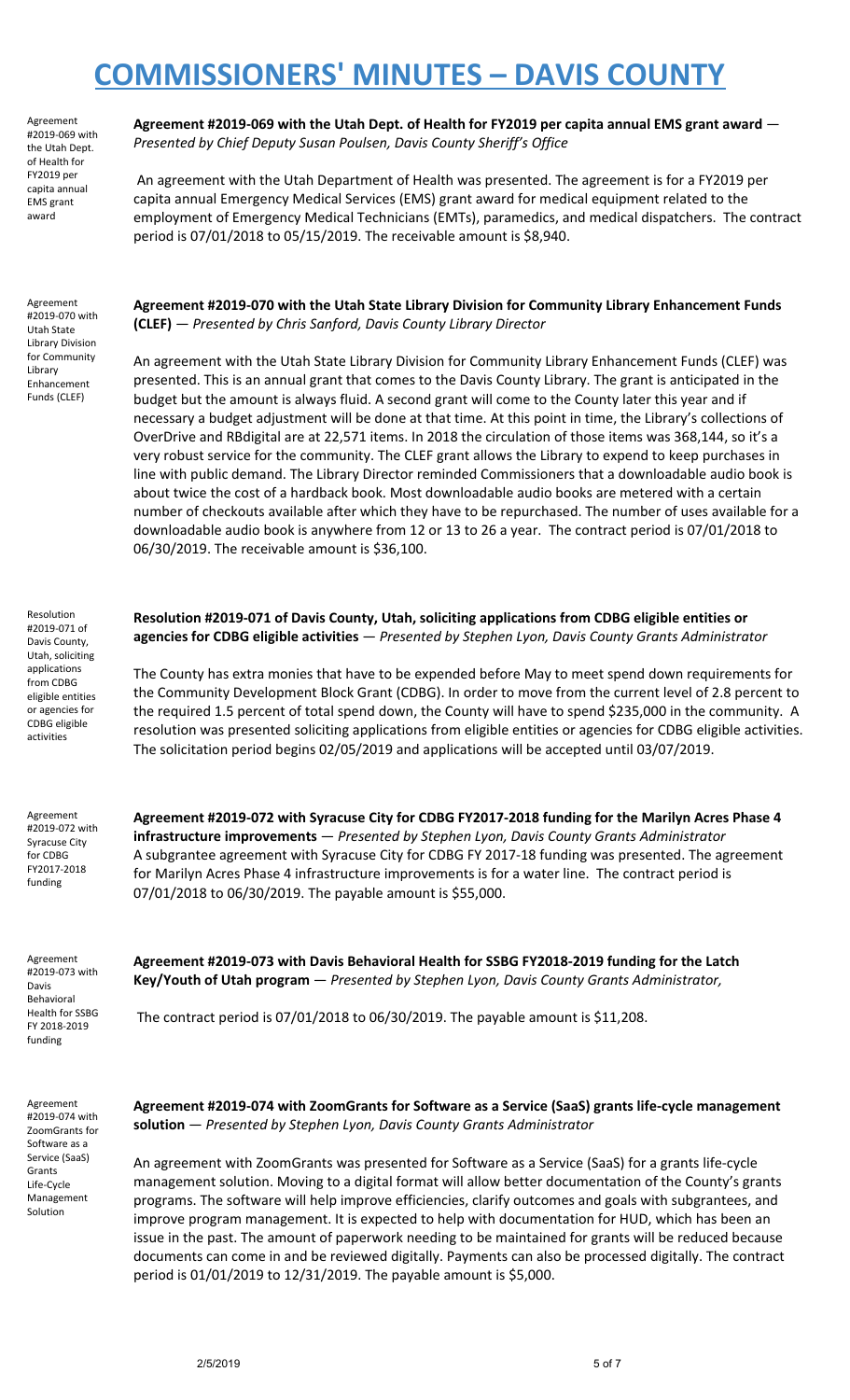# COMMISSIONERS' MINUTES – DAVIS COUNTY

Agreement #2019-069 with the Utah Dept. of Health for FY2019 per capita annual EMS grant award

**Agreement #2019-069 with the Utah Dept. of Health for FY2019 per capita annual EMS grant award** — *Presented by Chief Deputy Susan Poulsen, Davis County Sheriff's Office*

An agreement with the Utah Department of Health was presented. The agreement is for a FY2019 per capita annual Emergency Medical Services (EMS) grant award for medical equipment related to the employment of Emergency Medical Technicians (EMTs), paramedics, and medical dispatchers. The contract period is 07/01/2018 to 05/15/2019. The receivable amount is $8,940.

Agreement #2019-070 with Utah State Library Division for Community Library Enhancement Funds (CLEF)

**Agreement #2019-070 with the Utah State Library Division for Community Library Enhancement Funds (CLEF)** — *Presented by Chris Sanford, Davis County Library Director*

An agreement with the Utah State Library Division for Community Library Enhancement Funds (CLEF) was presented. This is an annual grant that comes to the Davis County Library. The grant is anticipated in the budget but the amount is always fluid. A second grant will come to the County later this year and if necessary a budget adjustment will be done at that time. At this point in time, the Library's collections of OverDrive and RBdigital are at 22,571 items. In 2018 the circulation of those items was 368,144, so it's a very robust service for the community. The CLEF grant allows the Library to expend to keep purchases in line with public demand. The Library Director reminded Commissioners that a downloadable audio book is about twice the cost of a hardback book. Most downloadable audio books are metered with a certain number of checkouts available after which they have to be repurchased. The number of uses available for a downloadable audio book is anywhere from 12 or 13 to 26 a year. The contract period is 07/01/2018 to 06/30/2019. The receivable amount is $36,100.

Resolution #2019-071 of Davis County, Utah, soliciting applications from CDBG eligible entities or agencies for CDBG eligible activities

**Resolution #2019-071 of Davis County, Utah, soliciting applications from CDBG eligible entities or agencies for CDBG eligible activities** — *Presented by Stephen Lyon, Davis County Grants Administrator*

The County has extra monies that have to be expended before May to meet spend down requirements for the Community Development Block Grant (CDBG). In order to move from the current level of 2.8 percent to the required 1.5 percent of total spend down, the County will have to spend $235,000 in the community. A resolution was presented soliciting applications from eligible entities or agencies for CDBG eligible activities. The solicitation period begins 02/05/2019 and applications will be accepted until 03/07/2019.

Agreement #2019-072 with Syracuse City for CDBG FY2017-2018 funding

**Agreement #2019-072 with Syracuse City for CDBG FY2017-2018 funding for the Marilyn Acres Phase 4 infrastructure improvements** — *Presented by Stephen Lyon, Davis County Grants Administrator*

A subgrantee agreement with Syracuse City for CDBG FY 2017-18 funding was presented. The agreement for Marilyn Acres Phase 4 infrastructure improvements is for a water line. The contract period is 07/01/2018 to 06/30/2019. The payable amount is $55,000.

Agreement #2019-073 with Davis Behavioral Health for SSBG FY 2018-2019 funding

**Agreement #2019-073 with Davis Behavioral Health for SSBG FY2018-2019 funding for the Latch Key/Youth of Utah program** — *Presented by Stephen Lyon, Davis County Grants Administrator,*

The contract period is 07/01/2018 to 06/30/2019. The payable amount is $11,208.

Agreement #2019-074 with ZoomGrants for Software as a Service (SaaS) Grants Life-Cycle Management Solution

**Agreement #2019-074 with ZoomGrants for Software as a Service (SaaS) grants life-cycle management solution** — *Presented by Stephen Lyon, Davis County Grants Administrator*

An agreement with ZoomGrants was presented for Software as a Service (SaaS) for a grants life-cycle management solution. Moving to a digital format will allow better documentation of the County's grants programs. The software will help improve efficiencies, clarify outcomes and goals with subgrantees, and improve program management. It is expected to help with documentation for HUD, which has been an issue in the past. The amount of paperwork needing to be maintained for grants will be reduced because documents can come in and be reviewed digitally. Payments can also be processed digitally. The contract period is 01/01/2019 to 12/31/2019. The payable amount is $5,000.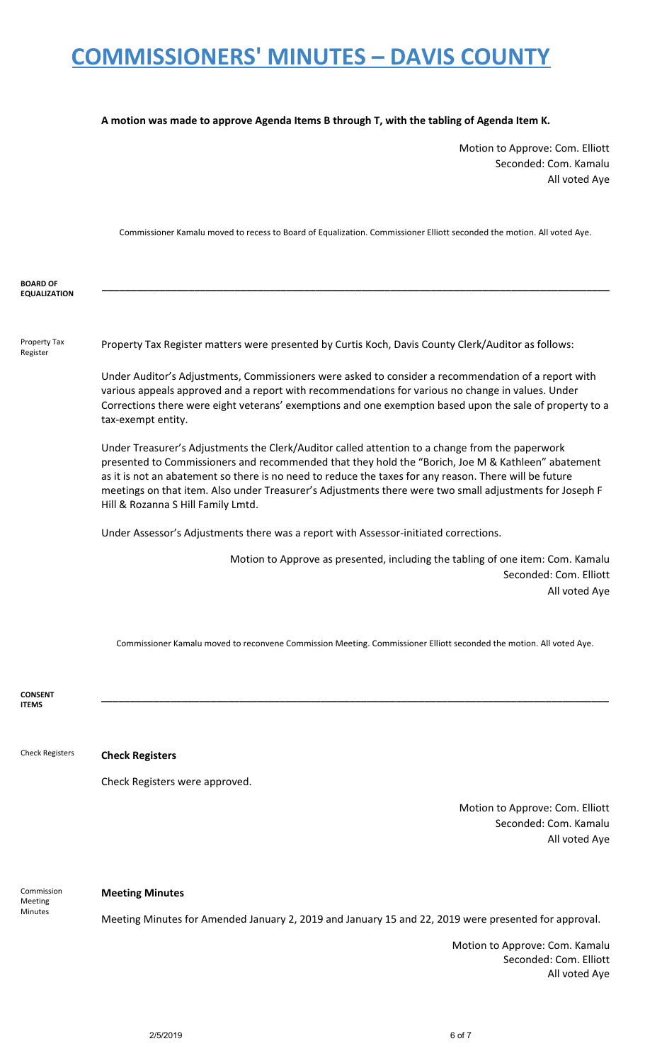# COMMISSIONERS' MINUTES – DAVIS COUNTY

**A motion was made to approve Agenda Items B through T, with the tabling of Agenda Item K.**

Motion to Approve: Com. Elliott
Seconded: Com. Kamalu
All voted Aye

Commissioner Kamalu moved to recess to Board of Equalization. Commissioner Elliott seconded the motion. All voted Aye.

**BOARD OF EQUALIZATION**

---

Property Tax Register

Property Tax Register matters were presented by Curtis Koch, Davis County Clerk/Auditor as follows:

Under Auditor's Adjustments, Commissioners were asked to consider a recommendation of a report with various appeals approved and a report with recommendations for various no change in values. Under Corrections there were eight veterans' exemptions and one exemption based upon the sale of property to a tax-exempt entity.

Under Treasurer's Adjustments the Clerk/Auditor called attention to a change from the paperwork presented to Commissioners and recommended that they hold the "Borich, Joe M & Kathleen" abatement as it is not an abatement so there is no need to reduce the taxes for any reason. There will be future meetings on that item. Also under Treasurer's Adjustments there were two small adjustments for Joseph F Hill & Rozanna S Hill Family Lmtd.

Under Assessor's Adjustments there was a report with Assessor-initiated corrections.

Motion to Approve as presented, including the tabling of one item: Com. Kamalu
Seconded: Com. Elliott
All voted Aye

Commissioner Kamalu moved to reconvene Commission Meeting. Commissioner Elliott seconded the motion. All voted Aye.

**CONSENT ITEMS**

---

Check Registers

**Check Registers**

Check Registers were approved.

Motion to Approve: Com. Elliott
Seconded: Com. Kamalu
All voted Aye

Commission Meeting Minutes

**Meeting Minutes**

Meeting Minutes for Amended January 2, 2019 and January 15 and 22, 2019 were presented for approval.

Motion to Approve: Com. Kamalu
Seconded: Com. Elliott
All voted Aye

2/5/2019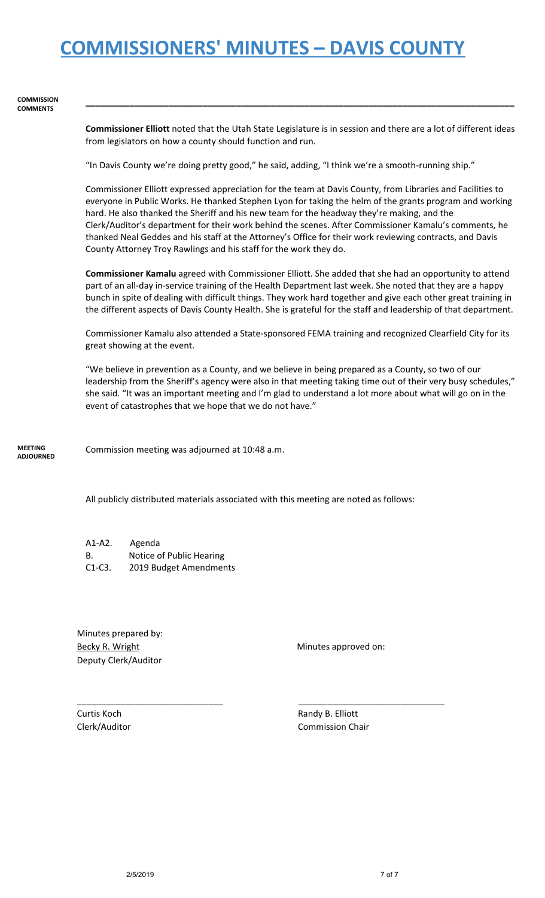**COMMISSION COMMENTS**

---

**Commissioner Elliott** noted that the Utah State Legislature is in session and there are a lot of different ideas from legislators on how a county should function and run.

"In Davis County we're doing pretty good," he said, adding, "I think we're a smooth-running ship."

Commissioner Elliott expressed appreciation for the team at Davis County, from Libraries and Facilities to everyone in Public Works. He thanked Stephen Lyon for taking the helm of the grants program and working hard. He also thanked the Sheriff and his new team for the headway they're making, and the Clerk/Auditor's department for their work behind the scenes. After Commissioner Kamalu's comments, he thanked Neal Geddes and his staff at the Attorney's Office for their work reviewing contracts, and Davis County Attorney Troy Rawlings and his staff for the work they do.

**Commissioner Kamalu** agreed with Commissioner Elliott. She added that she had an opportunity to attend part of an all-day in-service training of the Health Department last week. She noted that they are a happy bunch in spite of dealing with difficult things. They work hard together and give each other great training in the different aspects of Davis County Health. She is grateful for the staff and leadership of that department.

Commissioner Kamalu also attended a State-sponsored FEMA training and recognized Clearfield City for its great showing at the event.

"We believe in prevention as a County, and we believe in being prepared as a County, so two of our leadership from the Sheriff's agency were also in that meeting taking time out of their very busy schedules," she said. "It was an important meeting and I'm glad to understand a lot more about what will go on in the event of catastrophes that we hope that we do not have."

**MEETING ADJOURNED**

Commission meeting was adjourned at 10:48 a.m.

All publicly distributed materials associated with this meeting are noted as follows:

A1-A2. Agenda
B. Notice of Public Hearing
C1-C3. 2019 Budget Amendments

Minutes prepared by:
Becky R. Wright
Deputy Clerk/Auditor

Minutes approved on:

\_\_\_\_\_\_\_\_\_\_\_\_\_\_\_\_\_\_\_\_\_\_\_\_\_\_\_\_\_\_
Curtis Koch
Clerk/Auditor

\_\_\_\_\_\_\_\_\_\_\_\_\_\_\_\_\_\_\_\_\_\_\_\_\_\_\_\_\_\_
Randy B. Elliott
Commission Chair

2/5/2019